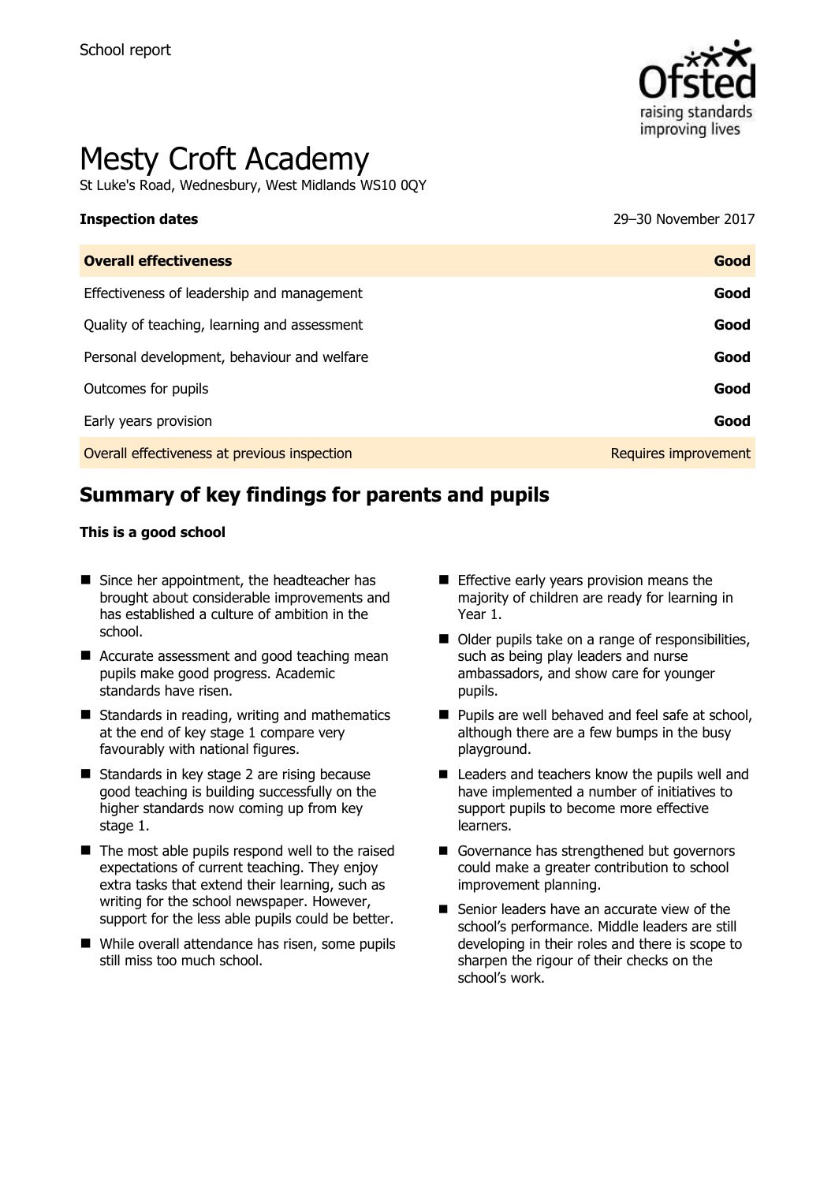School report

# Mesty Croft Academy

St Luke's Road, Wednesbury, West Midlands WS10 0QY

**Inspection dates** 29–30 November 2017

| **Overall effectiveness** | **Good** |
|---|---|
| Effectiveness of leadership and management | **Good** |
| Quality of teaching, learning and assessment | **Good** |
| Personal development, behaviour and welfare | **Good** |
| Outcomes for pupils | **Good** |
| Early years provision | **Good** |
| Overall effectiveness at previous inspection | Requires improvement |

## Summary of key findings for parents and pupils

**This is a good school**

- Since her appointment, the headteacher has brought about considerable improvements and has established a culture of ambition in the school.
- Accurate assessment and good teaching mean pupils make good progress. Academic standards have risen.
- Standards in reading, writing and mathematics at the end of key stage 1 compare very favourably with national figures.
- Standards in key stage 2 are rising because good teaching is building successfully on the higher standards now coming up from key stage 1.
- The most able pupils respond well to the raised expectations of current teaching. They enjoy extra tasks that extend their learning, such as writing for the school newspaper. However, support for the less able pupils could be better.
- While overall attendance has risen, some pupils still miss too much school.
- Effective early years provision means the majority of children are ready for learning in Year 1.
- Older pupils take on a range of responsibilities, such as being play leaders and nurse ambassadors, and show care for younger pupils.
- Pupils are well behaved and feel safe at school, although there are a few bumps in the busy playground.
- Leaders and teachers know the pupils well and have implemented a number of initiatives to support pupils to become more effective learners.
- Governance has strengthened but governors could make a greater contribution to school improvement planning.
- Senior leaders have an accurate view of the school's performance. Middle leaders are still developing in their roles and there is scope to sharpen the rigour of their checks on the school's work.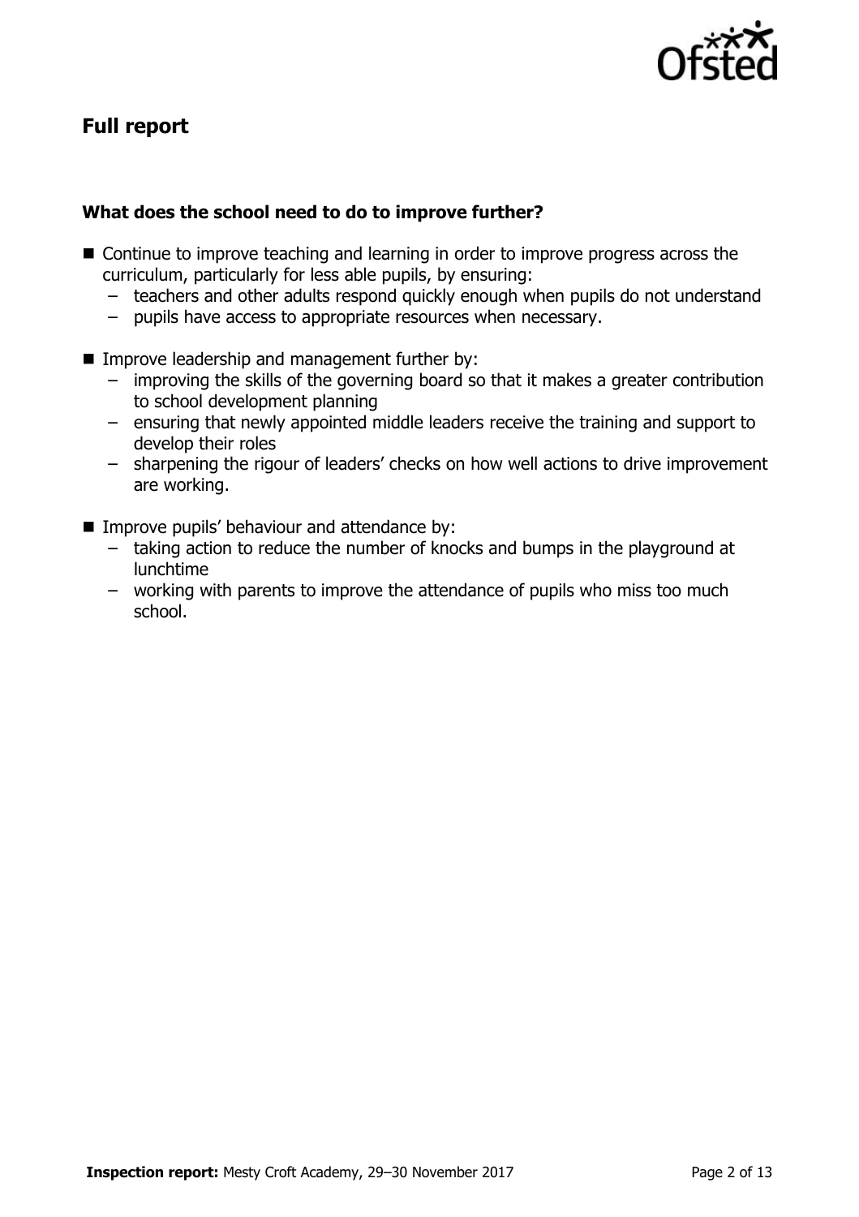## Full report

### What does the school need to do to improve further?

- Continue to improve teaching and learning in order to improve progress across the curriculum, particularly for less able pupils, by ensuring:
  - teachers and other adults respond quickly enough when pupils do not understand
  - pupils have access to appropriate resources when necessary.
- Improve leadership and management further by:
  - improving the skills of the governing board so that it makes a greater contribution to school development planning
  - ensuring that newly appointed middle leaders receive the training and support to develop their roles
  - sharpening the rigour of leaders' checks on how well actions to drive improvement are working.
- Improve pupils' behaviour and attendance by:
  - taking action to reduce the number of knocks and bumps in the playground at lunchtime
  - working with parents to improve the attendance of pupils who miss too much school.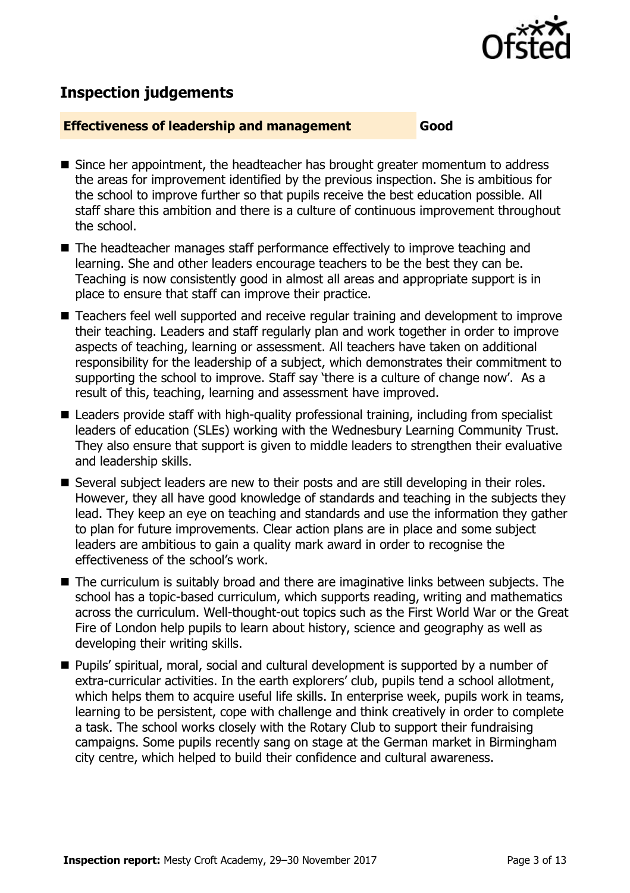## Inspection judgements

| **Effectiveness of leadership and management** | **Good** |
|---|---|

- Since her appointment, the headteacher has brought greater momentum to address the areas for improvement identified by the previous inspection. She is ambitious for the school to improve further so that pupils receive the best education possible. All staff share this ambition and there is a culture of continuous improvement throughout the school.
- The headteacher manages staff performance effectively to improve teaching and learning. She and other leaders encourage teachers to be the best they can be. Teaching is now consistently good in almost all areas and appropriate support is in place to ensure that staff can improve their practice.
- Teachers feel well supported and receive regular training and development to improve their teaching. Leaders and staff regularly plan and work together in order to improve aspects of teaching, learning or assessment. All teachers have taken on additional responsibility for the leadership of a subject, which demonstrates their commitment to supporting the school to improve. Staff say 'there is a culture of change now'. As a result of this, teaching, learning and assessment have improved.
- Leaders provide staff with high-quality professional training, including from specialist leaders of education (SLEs) working with the Wednesbury Learning Community Trust. They also ensure that support is given to middle leaders to strengthen their evaluative and leadership skills.
- Several subject leaders are new to their posts and are still developing in their roles. However, they all have good knowledge of standards and teaching in the subjects they lead. They keep an eye on teaching and standards and use the information they gather to plan for future improvements. Clear action plans are in place and some subject leaders are ambitious to gain a quality mark award in order to recognise the effectiveness of the school's work.
- The curriculum is suitably broad and there are imaginative links between subjects. The school has a topic-based curriculum, which supports reading, writing and mathematics across the curriculum. Well-thought-out topics such as the First World War or the Great Fire of London help pupils to learn about history, science and geography as well as developing their writing skills.
- Pupils' spiritual, moral, social and cultural development is supported by a number of extra-curricular activities. In the earth explorers' club, pupils tend a school allotment, which helps them to acquire useful life skills. In enterprise week, pupils work in teams, learning to be persistent, cope with challenge and think creatively in order to complete a task. The school works closely with the Rotary Club to support their fundraising campaigns. Some pupils recently sang on stage at the German market in Birmingham city centre, which helped to build their confidence and cultural awareness.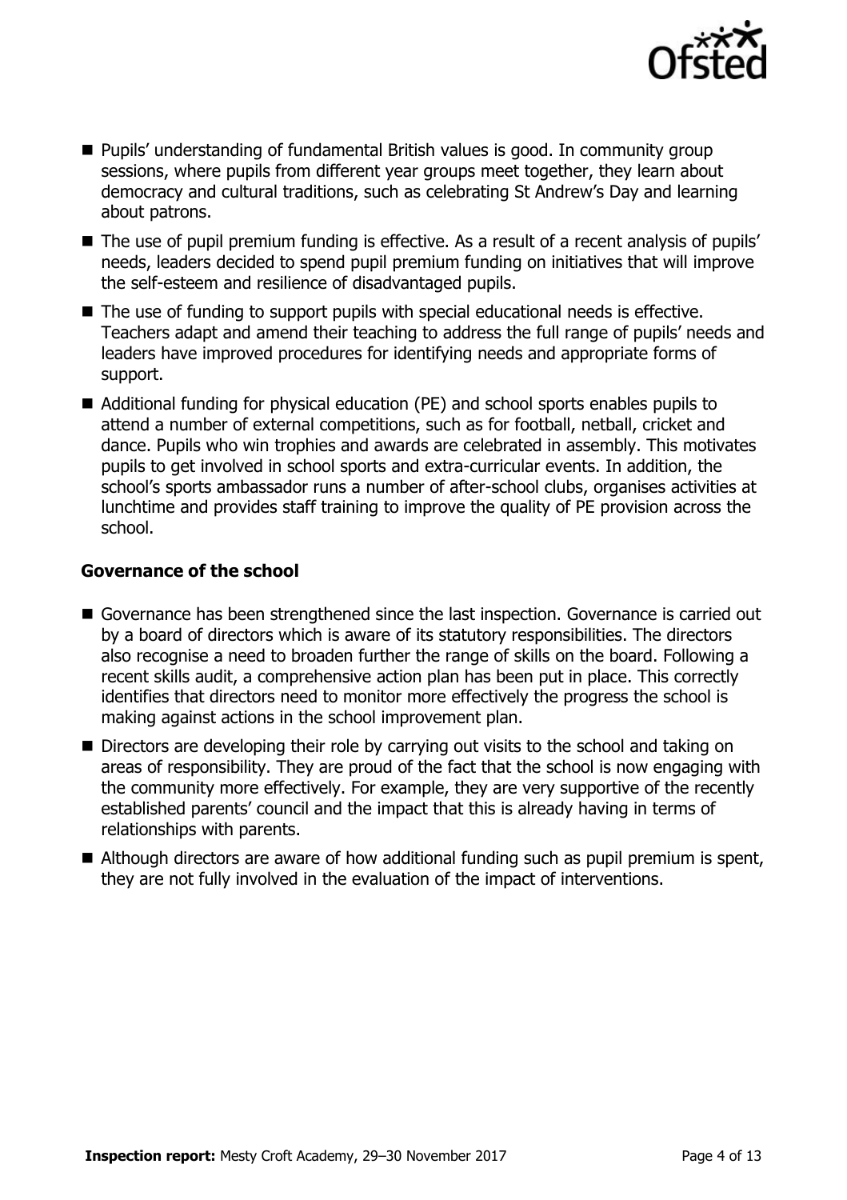- Pupils' understanding of fundamental British values is good. In community group sessions, where pupils from different year groups meet together, they learn about democracy and cultural traditions, such as celebrating St Andrew's Day and learning about patrons.
- The use of pupil premium funding is effective. As a result of a recent analysis of pupils' needs, leaders decided to spend pupil premium funding on initiatives that will improve the self-esteem and resilience of disadvantaged pupils.
- The use of funding to support pupils with special educational needs is effective. Teachers adapt and amend their teaching to address the full range of pupils' needs and leaders have improved procedures for identifying needs and appropriate forms of support.
- Additional funding for physical education (PE) and school sports enables pupils to attend a number of external competitions, such as for football, netball, cricket and dance. Pupils who win trophies and awards are celebrated in assembly. This motivates pupils to get involved in school sports and extra-curricular events. In addition, the school's sports ambassador runs a number of after-school clubs, organises activities at lunchtime and provides staff training to improve the quality of PE provision across the school.

### Governance of the school

- Governance has been strengthened since the last inspection. Governance is carried out by a board of directors which is aware of its statutory responsibilities. The directors also recognise a need to broaden further the range of skills on the board. Following a recent skills audit, a comprehensive action plan has been put in place. This correctly identifies that directors need to monitor more effectively the progress the school is making against actions in the school improvement plan.
- Directors are developing their role by carrying out visits to the school and taking on areas of responsibility. They are proud of the fact that the school is now engaging with the community more effectively. For example, they are very supportive of the recently established parents' council and the impact that this is already having in terms of relationships with parents.
- Although directors are aware of how additional funding such as pupil premium is spent, they are not fully involved in the evaluation of the impact of interventions.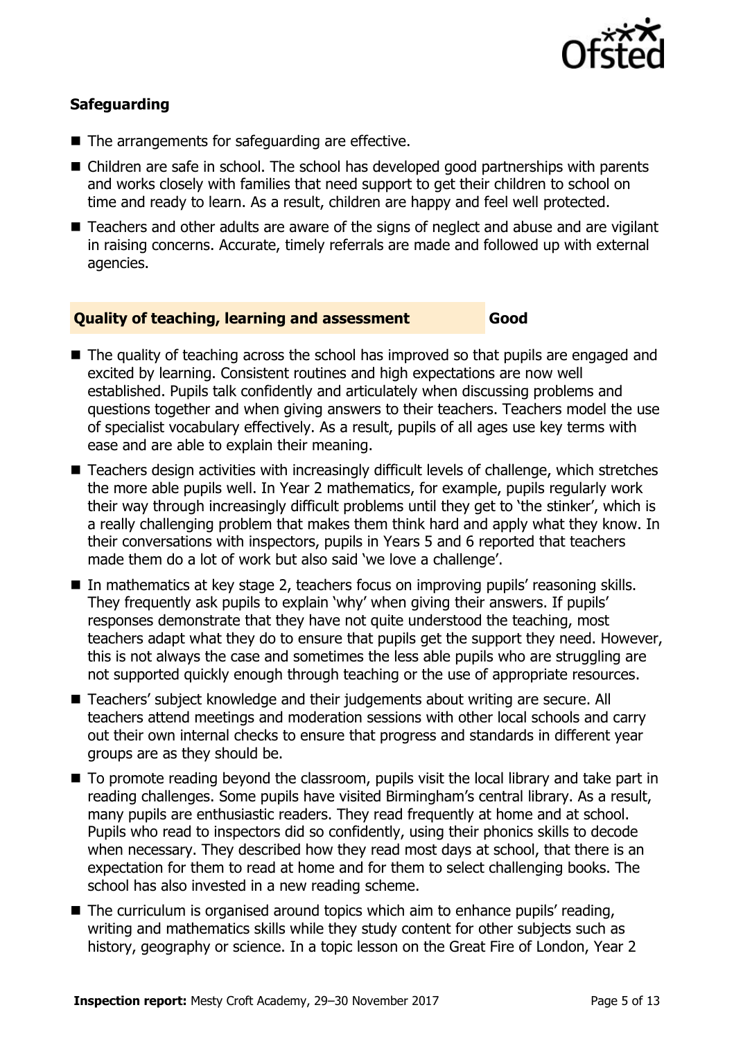### Safeguarding

- The arrangements for safeguarding are effective.
- Children are safe in school. The school has developed good partnerships with parents and works closely with families that need support to get their children to school on time and ready to learn. As a result, children are happy and feel well protected.
- Teachers and other adults are aware of the signs of neglect and abuse and are vigilant in raising concerns. Accurate, timely referrals are made and followed up with external agencies.

### Quality of teaching, learning and assessment — Good

- The quality of teaching across the school has improved so that pupils are engaged and excited by learning. Consistent routines and high expectations are now well established. Pupils talk confidently and articulately when discussing problems and questions together and when giving answers to their teachers. Teachers model the use of specialist vocabulary effectively. As a result, pupils of all ages use key terms with ease and are able to explain their meaning.
- Teachers design activities with increasingly difficult levels of challenge, which stretches the more able pupils well. In Year 2 mathematics, for example, pupils regularly work their way through increasingly difficult problems until they get to 'the stinker', which is a really challenging problem that makes them think hard and apply what they know. In their conversations with inspectors, pupils in Years 5 and 6 reported that teachers made them do a lot of work but also said 'we love a challenge'.
- In mathematics at key stage 2, teachers focus on improving pupils' reasoning skills. They frequently ask pupils to explain 'why' when giving their answers. If pupils' responses demonstrate that they have not quite understood the teaching, most teachers adapt what they do to ensure that pupils get the support they need. However, this is not always the case and sometimes the less able pupils who are struggling are not supported quickly enough through teaching or the use of appropriate resources.
- Teachers' subject knowledge and their judgements about writing are secure. All teachers attend meetings and moderation sessions with other local schools and carry out their own internal checks to ensure that progress and standards in different year groups are as they should be.
- To promote reading beyond the classroom, pupils visit the local library and take part in reading challenges. Some pupils have visited Birmingham's central library. As a result, many pupils are enthusiastic readers. They read frequently at home and at school. Pupils who read to inspectors did so confidently, using their phonics skills to decode when necessary. They described how they read most days at school, that there is an expectation for them to read at home and for them to select challenging books. The school has also invested in a new reading scheme.
- The curriculum is organised around topics which aim to enhance pupils' reading, writing and mathematics skills while they study content for other subjects such as history, geography or science. In a topic lesson on the Great Fire of London, Year 2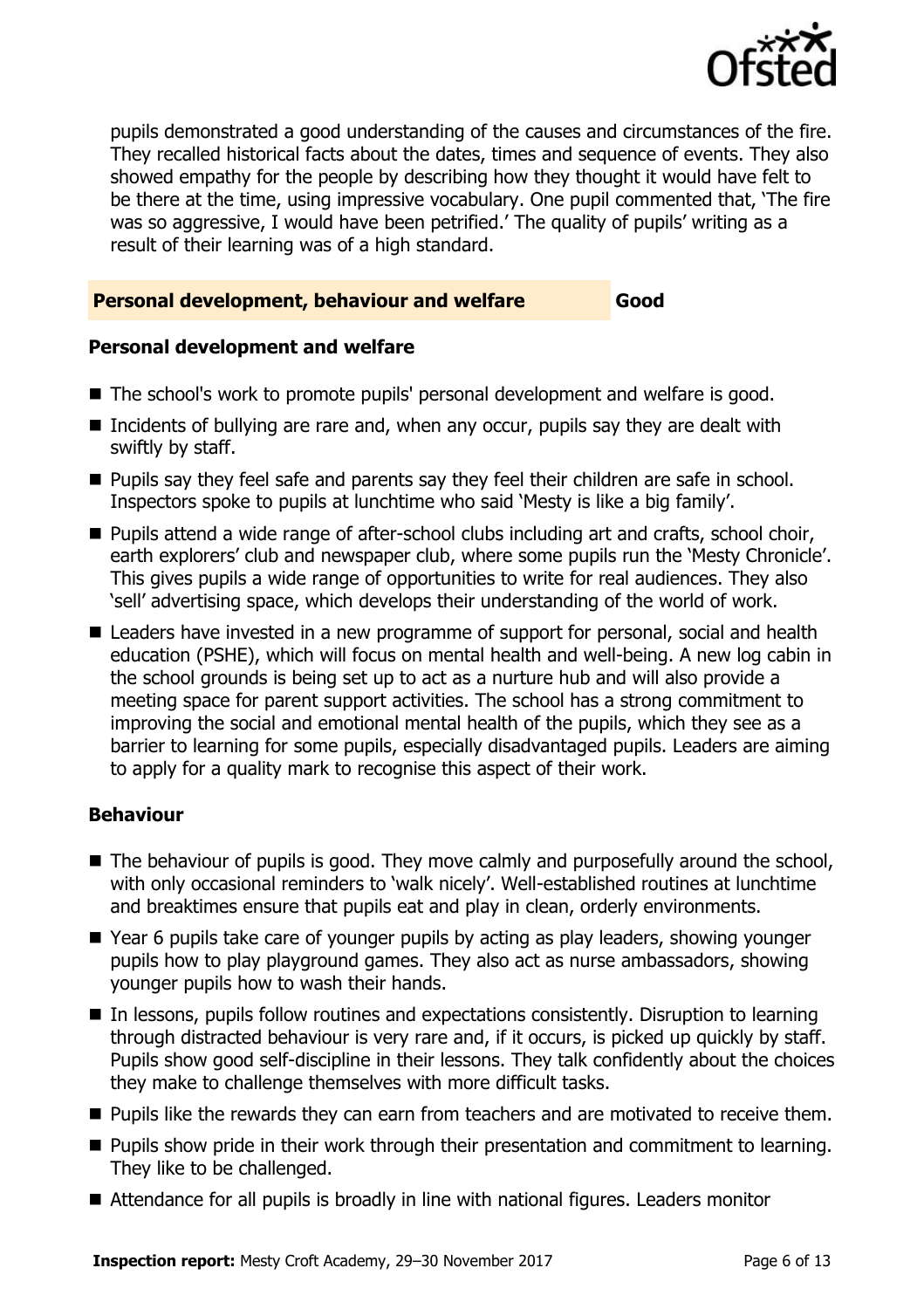pupils demonstrated a good understanding of the causes and circumstances of the fire. They recalled historical facts about the dates, times and sequence of events. They also showed empathy for the people by describing how they thought it would have felt to be there at the time, using impressive vocabulary. One pupil commented that, 'The fire was so aggressive, I would have been petrified.' The quality of pupils' writing as a result of their learning was of a high standard.

## Personal development, behaviour and welfare — Good

### Personal development and welfare

- The school's work to promote pupils' personal development and welfare is good.
- Incidents of bullying are rare and, when any occur, pupils say they are dealt with swiftly by staff.
- Pupils say they feel safe and parents say they feel their children are safe in school. Inspectors spoke to pupils at lunchtime who said 'Mesty is like a big family'.
- Pupils attend a wide range of after-school clubs including art and crafts, school choir, earth explorers' club and newspaper club, where some pupils run the 'Mesty Chronicle'. This gives pupils a wide range of opportunities to write for real audiences. They also 'sell' advertising space, which develops their understanding of the world of work.
- Leaders have invested in a new programme of support for personal, social and health education (PSHE), which will focus on mental health and well-being. A new log cabin in the school grounds is being set up to act as a nurture hub and will also provide a meeting space for parent support activities. The school has a strong commitment to improving the social and emotional mental health of the pupils, which they see as a barrier to learning for some pupils, especially disadvantaged pupils. Leaders are aiming to apply for a quality mark to recognise this aspect of their work.

### Behaviour

- The behaviour of pupils is good. They move calmly and purposefully around the school, with only occasional reminders to 'walk nicely'. Well-established routines at lunchtime and breaktimes ensure that pupils eat and play in clean, orderly environments.
- Year 6 pupils take care of younger pupils by acting as play leaders, showing younger pupils how to play playground games. They also act as nurse ambassadors, showing younger pupils how to wash their hands.
- In lessons, pupils follow routines and expectations consistently. Disruption to learning through distracted behaviour is very rare and, if it occurs, is picked up quickly by staff. Pupils show good self-discipline in their lessons. They talk confidently about the choices they make to challenge themselves with more difficult tasks.
- Pupils like the rewards they can earn from teachers and are motivated to receive them.
- Pupils show pride in their work through their presentation and commitment to learning. They like to be challenged.
- Attendance for all pupils is broadly in line with national figures. Leaders monitor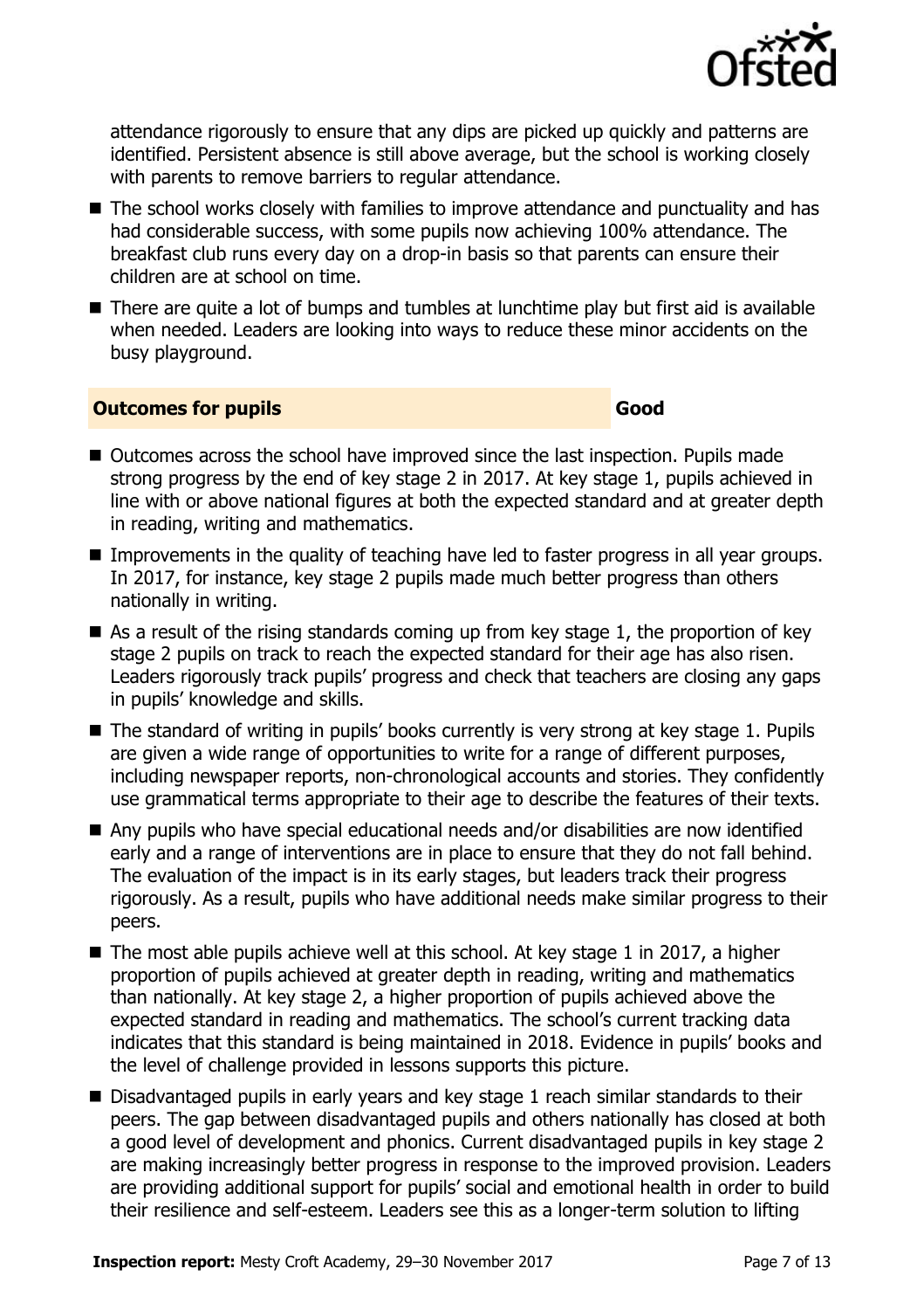attendance rigorously to ensure that any dips are picked up quickly and patterns are identified. Persistent absence is still above average, but the school is working closely with parents to remove barriers to regular attendance.

- The school works closely with families to improve attendance and punctuality and has had considerable success, with some pupils now achieving 100% attendance. The breakfast club runs every day on a drop-in basis so that parents can ensure their children are at school on time.
- There are quite a lot of bumps and tumbles at lunchtime play but first aid is available when needed. Leaders are looking into ways to reduce these minor accidents on the busy playground.

### Outcomes for pupils — Good

- Outcomes across the school have improved since the last inspection. Pupils made strong progress by the end of key stage 2 in 2017. At key stage 1, pupils achieved in line with or above national figures at both the expected standard and at greater depth in reading, writing and mathematics.
- Improvements in the quality of teaching have led to faster progress in all year groups. In 2017, for instance, key stage 2 pupils made much better progress than others nationally in writing.
- As a result of the rising standards coming up from key stage 1, the proportion of key stage 2 pupils on track to reach the expected standard for their age has also risen. Leaders rigorously track pupils' progress and check that teachers are closing any gaps in pupils' knowledge and skills.
- The standard of writing in pupils' books currently is very strong at key stage 1. Pupils are given a wide range of opportunities to write for a range of different purposes, including newspaper reports, non-chronological accounts and stories. They confidently use grammatical terms appropriate to their age to describe the features of their texts.
- Any pupils who have special educational needs and/or disabilities are now identified early and a range of interventions are in place to ensure that they do not fall behind. The evaluation of the impact is in its early stages, but leaders track their progress rigorously. As a result, pupils who have additional needs make similar progress to their peers.
- The most able pupils achieve well at this school. At key stage 1 in 2017, a higher proportion of pupils achieved at greater depth in reading, writing and mathematics than nationally. At key stage 2, a higher proportion of pupils achieved above the expected standard in reading and mathematics. The school's current tracking data indicates that this standard is being maintained in 2018. Evidence in pupils' books and the level of challenge provided in lessons supports this picture.
- Disadvantaged pupils in early years and key stage 1 reach similar standards to their peers. The gap between disadvantaged pupils and others nationally has closed at both a good level of development and phonics. Current disadvantaged pupils in key stage 2 are making increasingly better progress in response to the improved provision. Leaders are providing additional support for pupils' social and emotional health in order to build their resilience and self-esteem. Leaders see this as a longer-term solution to lifting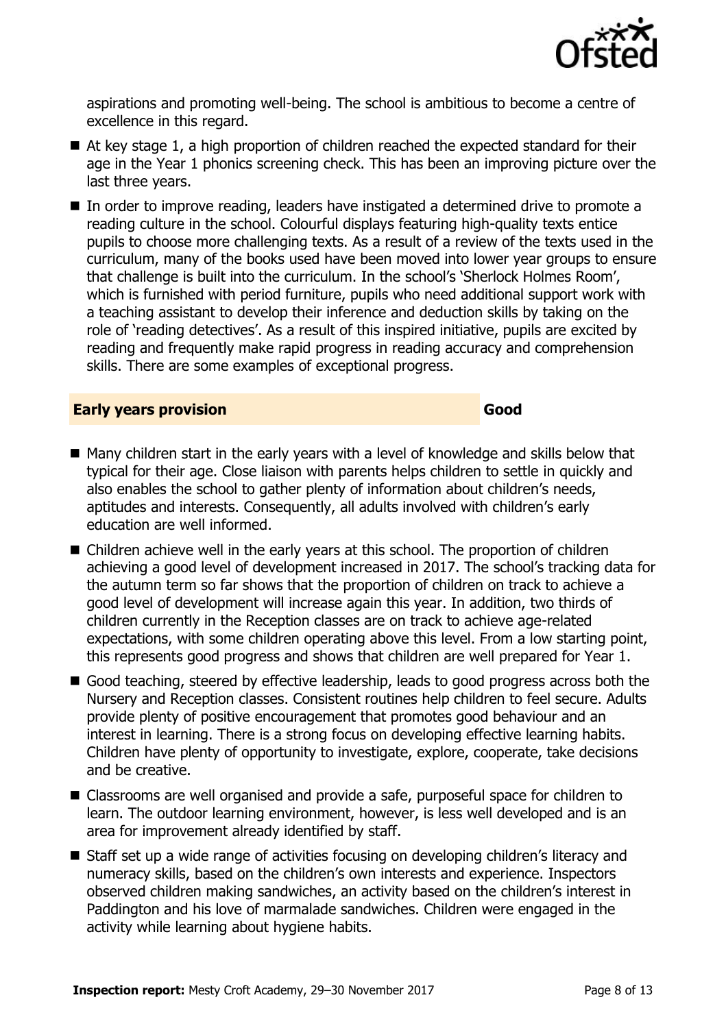aspirations and promoting well-being. The school is ambitious to become a centre of excellence in this regard.

- At key stage 1, a high proportion of children reached the expected standard for their age in the Year 1 phonics screening check. This has been an improving picture over the last three years.
- In order to improve reading, leaders have instigated a determined drive to promote a reading culture in the school. Colourful displays featuring high-quality texts entice pupils to choose more challenging texts. As a result of a review of the texts used in the curriculum, many of the books used have been moved into lower year groups to ensure that challenge is built into the curriculum. In the school's 'Sherlock Holmes Room', which is furnished with period furniture, pupils who need additional support work with a teaching assistant to develop their inference and deduction skills by taking on the role of 'reading detectives'. As a result of this inspired initiative, pupils are excited by reading and frequently make rapid progress in reading accuracy and comprehension skills. There are some examples of exceptional progress.

## Early years provision — Good

- Many children start in the early years with a level of knowledge and skills below that typical for their age. Close liaison with parents helps children to settle in quickly and also enables the school to gather plenty of information about children's needs, aptitudes and interests. Consequently, all adults involved with children's early education are well informed.
- Children achieve well in the early years at this school. The proportion of children achieving a good level of development increased in 2017. The school's tracking data for the autumn term so far shows that the proportion of children on track to achieve a good level of development will increase again this year. In addition, two thirds of children currently in the Reception classes are on track to achieve age-related expectations, with some children operating above this level. From a low starting point, this represents good progress and shows that children are well prepared for Year 1.
- Good teaching, steered by effective leadership, leads to good progress across both the Nursery and Reception classes. Consistent routines help children to feel secure. Adults provide plenty of positive encouragement that promotes good behaviour and an interest in learning. There is a strong focus on developing effective learning habits. Children have plenty of opportunity to investigate, explore, cooperate, take decisions and be creative.
- Classrooms are well organised and provide a safe, purposeful space for children to learn. The outdoor learning environment, however, is less well developed and is an area for improvement already identified by staff.
- Staff set up a wide range of activities focusing on developing children's literacy and numeracy skills, based on the children's own interests and experience. Inspectors observed children making sandwiches, an activity based on the children's interest in Paddington and his love of marmalade sandwiches. Children were engaged in the activity while learning about hygiene habits.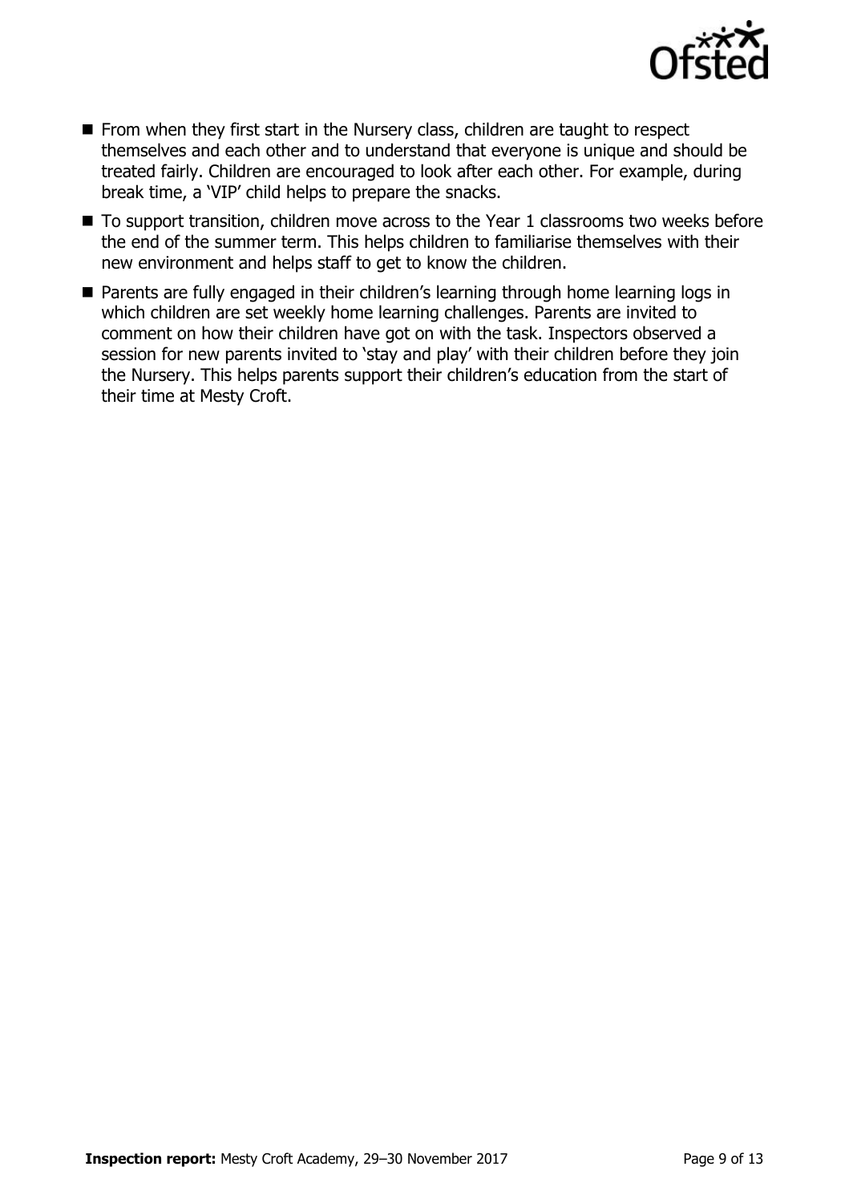- From when they first start in the Nursery class, children are taught to respect themselves and each other and to understand that everyone is unique and should be treated fairly. Children are encouraged to look after each other. For example, during break time, a 'VIP' child helps to prepare the snacks.
- To support transition, children move across to the Year 1 classrooms two weeks before the end of the summer term. This helps children to familiarise themselves with their new environment and helps staff to get to know the children.
- Parents are fully engaged in their children's learning through home learning logs in which children are set weekly home learning challenges. Parents are invited to comment on how their children have got on with the task. Inspectors observed a session for new parents invited to 'stay and play' with their children before they join the Nursery. This helps parents support their children's education from the start of their time at Mesty Croft.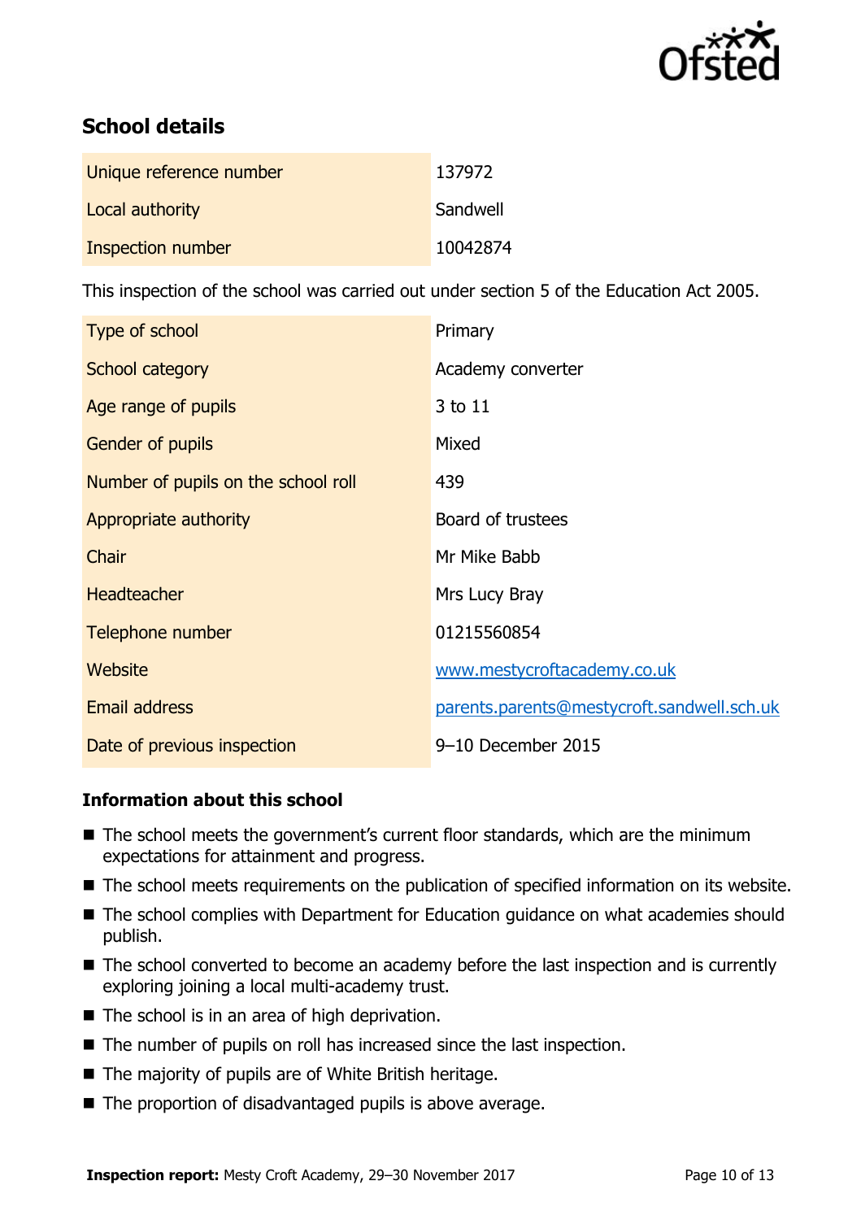## School details

| | |
|---|---|
| Unique reference number | 137972 |
| Local authority | Sandwell |
| Inspection number | 10042874 |

This inspection of the school was carried out under section 5 of the Education Act 2005.

| | |
|---|---|
| Type of school | Primary |
| School category | Academy converter |
| Age range of pupils | 3 to 11 |
| Gender of pupils | Mixed |
| Number of pupils on the school roll | 439 |
| Appropriate authority | Board of trustees |
| Chair | Mr Mike Babb |
| Headteacher | Mrs Lucy Bray |
| Telephone number | 01215560854 |
| Website | www.mestycroftacademy.co.uk |
| Email address | parents.parents@mestycroft.sandwell.sch.uk |
| Date of previous inspection | 9–10 December 2015 |

### Information about this school

- The school meets the government's current floor standards, which are the minimum expectations for attainment and progress.
- The school meets requirements on the publication of specified information on its website.
- The school complies with Department for Education guidance on what academies should publish.
- The school converted to become an academy before the last inspection and is currently exploring joining a local multi-academy trust.
- The school is in an area of high deprivation.
- The number of pupils on roll has increased since the last inspection.
- The majority of pupils are of White British heritage.
- The proportion of disadvantaged pupils is above average.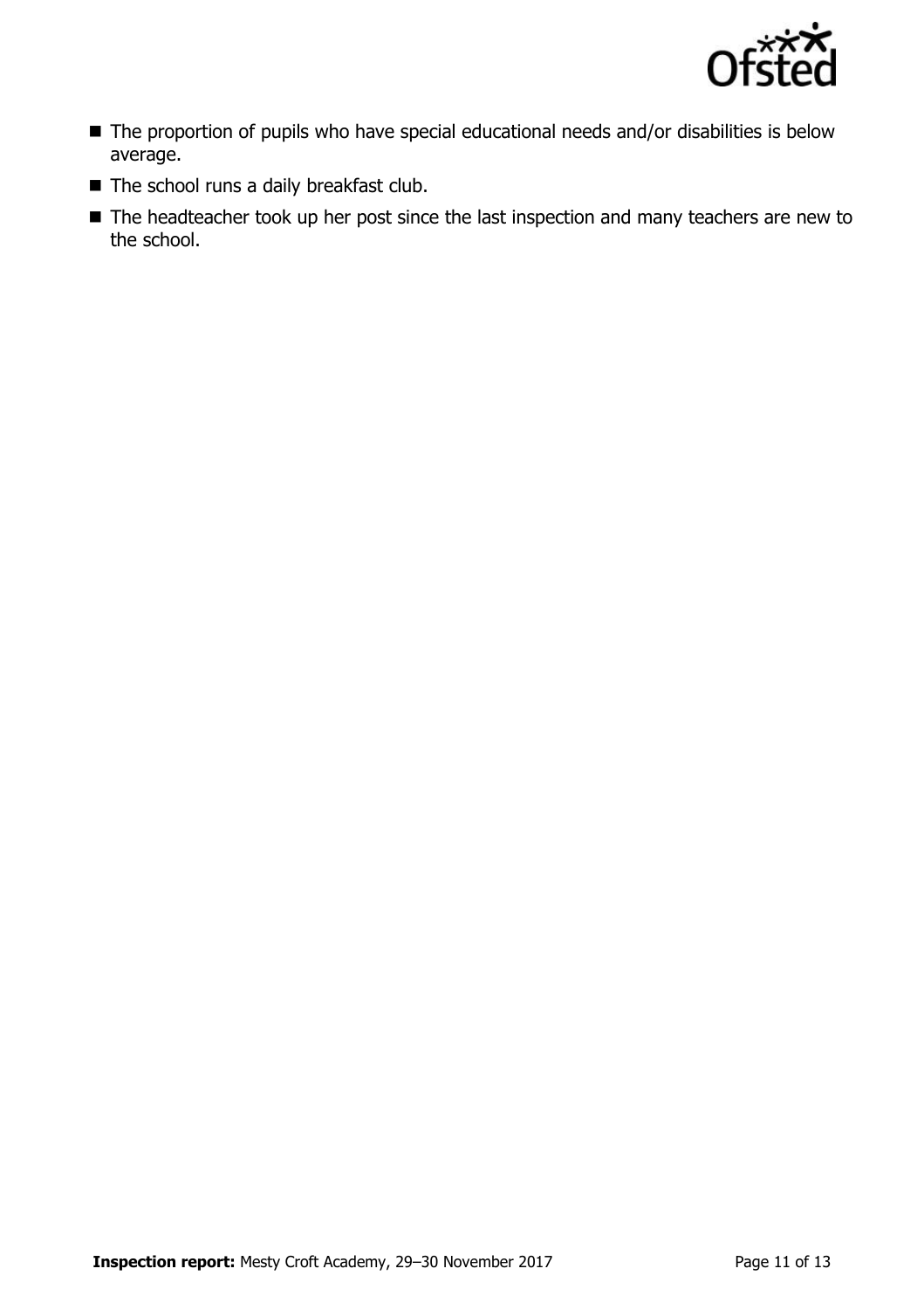- The proportion of pupils who have special educational needs and/or disabilities is below average.
- The school runs a daily breakfast club.
- The headteacher took up her post since the last inspection and many teachers are new to the school.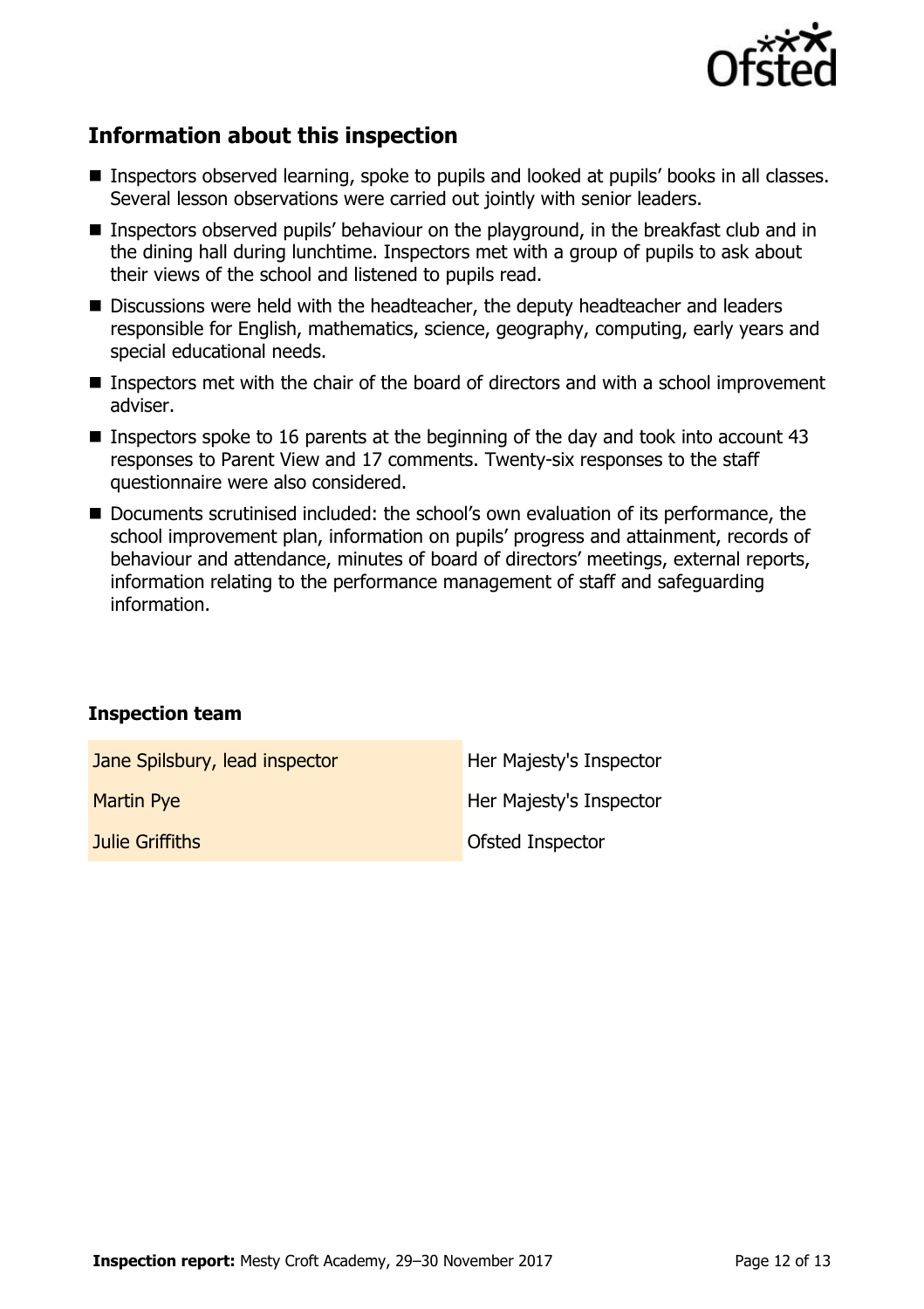## Information about this inspection

- Inspectors observed learning, spoke to pupils and looked at pupils' books in all classes. Several lesson observations were carried out jointly with senior leaders.
- Inspectors observed pupils' behaviour on the playground, in the breakfast club and in the dining hall during lunchtime. Inspectors met with a group of pupils to ask about their views of the school and listened to pupils read.
- Discussions were held with the headteacher, the deputy headteacher and leaders responsible for English, mathematics, science, geography, computing, early years and special educational needs.
- Inspectors met with the chair of the board of directors and with a school improvement adviser.
- Inspectors spoke to 16 parents at the beginning of the day and took into account 43 responses to Parent View and 17 comments. Twenty-six responses to the staff questionnaire were also considered.
- Documents scrutinised included: the school's own evaluation of its performance, the school improvement plan, information on pupils' progress and attainment, records of behaviour and attendance, minutes of board of directors' meetings, external reports, information relating to the performance management of staff and safeguarding information.

### Inspection team

| | |
|---|---|
| Jane Spilsbury, lead inspector | Her Majesty's Inspector |
| Martin Pye | Her Majesty's Inspector |
| Julie Griffiths | Ofsted Inspector |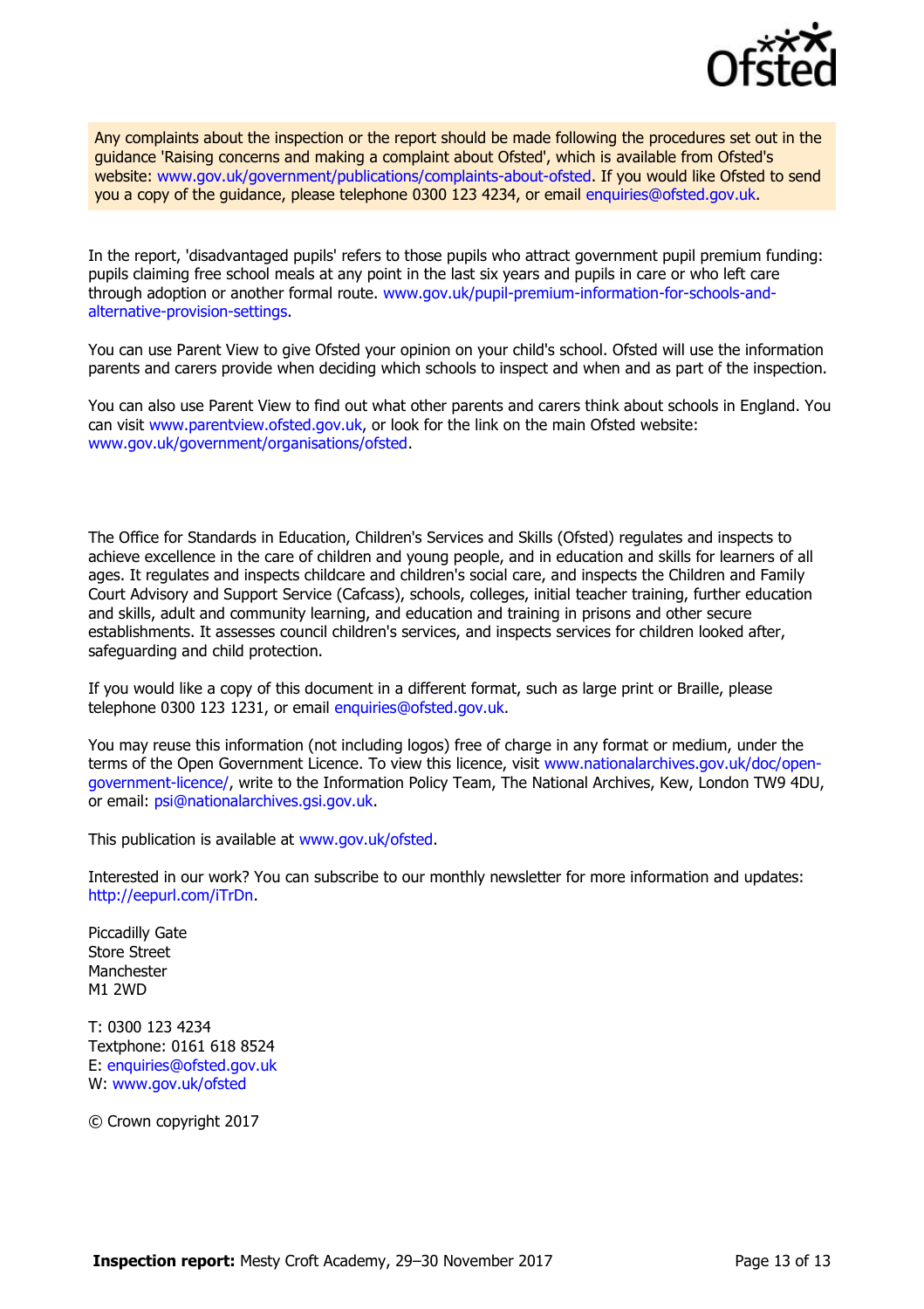Any complaints about the inspection or the report should be made following the procedures set out in the guidance 'Raising concerns and making a complaint about Ofsted', which is available from Ofsted's website: www.gov.uk/government/publications/complaints-about-ofsted. If you would like Ofsted to send you a copy of the guidance, please telephone 0300 123 4234, or email enquiries@ofsted.gov.uk.

In the report, 'disadvantaged pupils' refers to those pupils who attract government pupil premium funding: pupils claiming free school meals at any point in the last six years and pupils in care or who left care through adoption or another formal route. www.gov.uk/pupil-premium-information-for-schools-and-alternative-provision-settings.

You can use Parent View to give Ofsted your opinion on your child's school. Ofsted will use the information parents and carers provide when deciding which schools to inspect and when and as part of the inspection.

You can also use Parent View to find out what other parents and carers think about schools in England. You can visit www.parentview.ofsted.gov.uk, or look for the link on the main Ofsted website: www.gov.uk/government/organisations/ofsted.

The Office for Standards in Education, Children's Services and Skills (Ofsted) regulates and inspects to achieve excellence in the care of children and young people, and in education and skills for learners of all ages. It regulates and inspects childcare and children's social care, and inspects the Children and Family Court Advisory and Support Service (Cafcass), schools, colleges, initial teacher training, further education and skills, adult and community learning, and education and training in prisons and other secure establishments. It assesses council children's services, and inspects services for children looked after, safeguarding and child protection.

If you would like a copy of this document in a different format, such as large print or Braille, please telephone 0300 123 1231, or email enquiries@ofsted.gov.uk.

You may reuse this information (not including logos) free of charge in any format or medium, under the terms of the Open Government Licence. To view this licence, visit www.nationalarchives.gov.uk/doc/open-government-licence/, write to the Information Policy Team, The National Archives, Kew, London TW9 4DU, or email: psi@nationalarchives.gsi.gov.uk.

This publication is available at www.gov.uk/ofsted.

Interested in our work? You can subscribe to our monthly newsletter for more information and updates: http://eepurl.com/iTrDn.

Piccadilly Gate
Store Street
Manchester
M1 2WD

T: 0300 123 4234
Textphone: 0161 618 8524
E: enquiries@ofsted.gov.uk
W: www.gov.uk/ofsted

© Crown copyright 2017